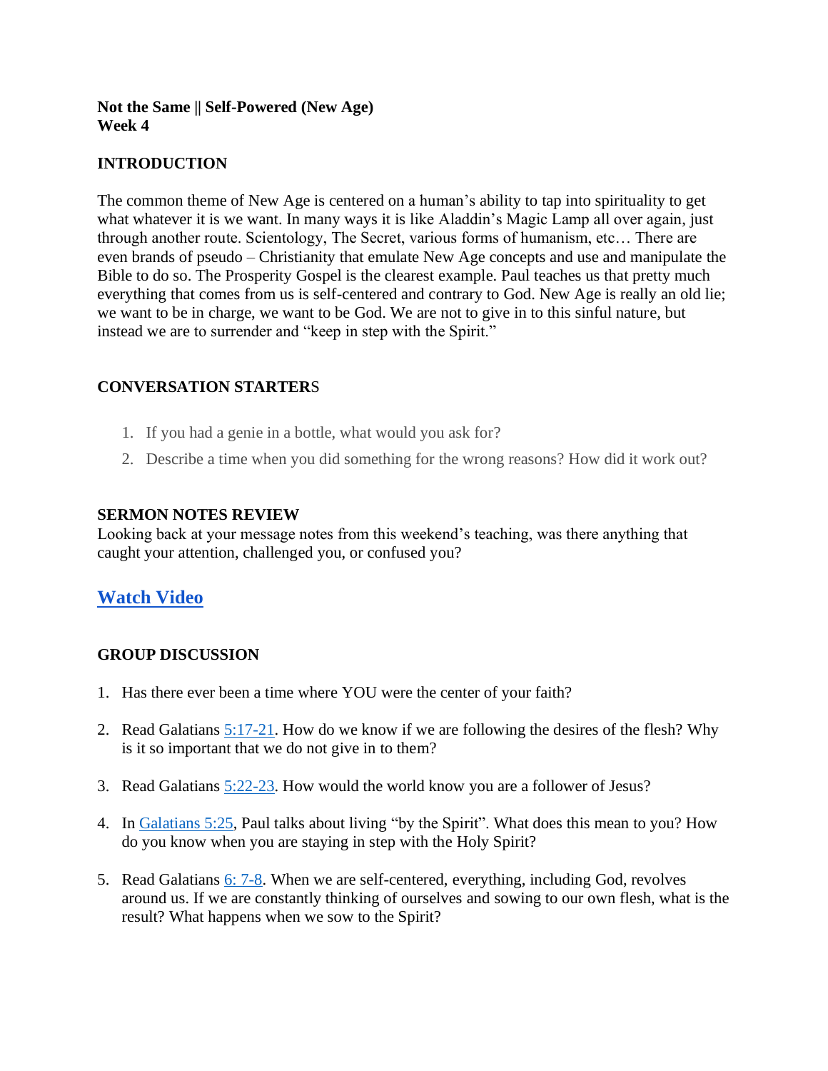**Not the Same || Self-Powered (New Age)**
**Week 4**

## INTRODUCTION

The common theme of New Age is centered on a human's ability to tap into spirituality to get what whatever it is we want. In many ways it is like Aladdin's Magic Lamp all over again, just through another route. Scientology, The Secret, various forms of humanism, etc… There are even brands of pseudo – Christianity that emulate New Age concepts and use and manipulate the Bible to do so. The Prosperity Gospel is the clearest example. Paul teaches us that pretty much everything that comes from us is self-centered and contrary to God. New Age is really an old lie; we want to be in charge, we want to be God. We are not to give in to this sinful nature, but instead we are to surrender and "keep in step with the Spirit."

## CONVERSATION STARTERS

1. If you had a genie in a bottle, what would you ask for?
2. Describe a time when you did something for the wrong reasons? How did it work out?

## SERMON NOTES REVIEW

Looking back at your message notes from this weekend's teaching, was there anything that caught your attention, challenged you, or confused you?

## Watch Video

## GROUP DISCUSSION

1. Has there ever been a time where YOU were the center of your faith?
2. Read Galatians 5:17-21. How do we know if we are following the desires of the flesh? Why is it so important that we do not give in to them?
3. Read Galatians 5:22-23. How would the world know you are a follower of Jesus?
4. In Galatians 5:25, Paul talks about living "by the Spirit". What does this mean to you? How do you know when you are staying in step with the Holy Spirit?
5. Read Galatians 6: 7-8. When we are self-centered, everything, including God, revolves around us. If we are constantly thinking of ourselves and sowing to our own flesh, what is the result? What happens when we sow to the Spirit?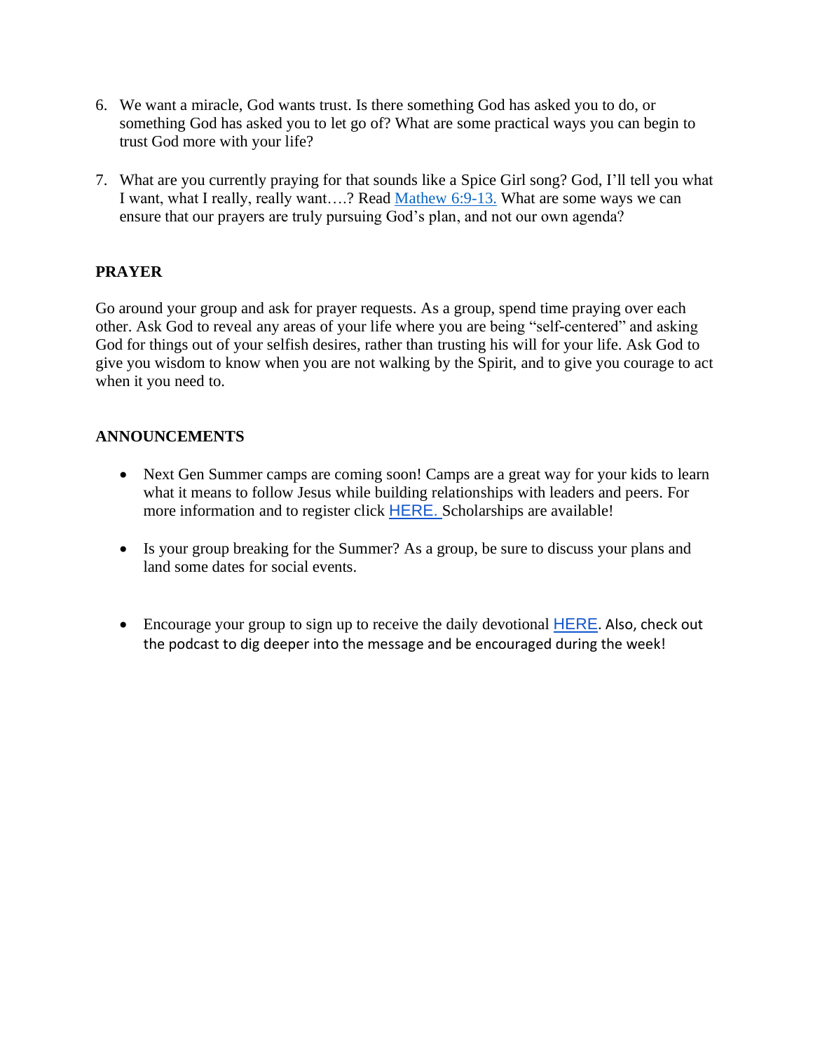6. We want a miracle, God wants trust. Is there something God has asked you to do, or something God has asked you to let go of? What are some practical ways you can begin to trust God more with your life?

7. What are you currently praying for that sounds like a Spice Girl song? God, I'll tell you what I want, what I really, really want….? Read Mathew 6:9-13. What are some ways we can ensure that our prayers are truly pursuing God's plan, and not our own agenda?

**PRAYER**

Go around your group and ask for prayer requests. As a group, spend time praying over each other. Ask God to reveal any areas of your life where you are being "self-centered" and asking God for things out of your selfish desires, rather than trusting his will for your life. Ask God to give you wisdom to know when you are not walking by the Spirit, and to give you courage to act when it you need to.

**ANNOUNCEMENTS**

- Next Gen Summer camps are coming soon! Camps are a great way for your kids to learn what it means to follow Jesus while building relationships with leaders and peers. For more information and to register click HERE. Scholarships are available!

- Is your group breaking for the Summer? As a group, be sure to discuss your plans and land some dates for social events.

- Encourage your group to sign up to receive the daily devotional HERE. Also, check out the podcast to dig deeper into the message and be encouraged during the week!